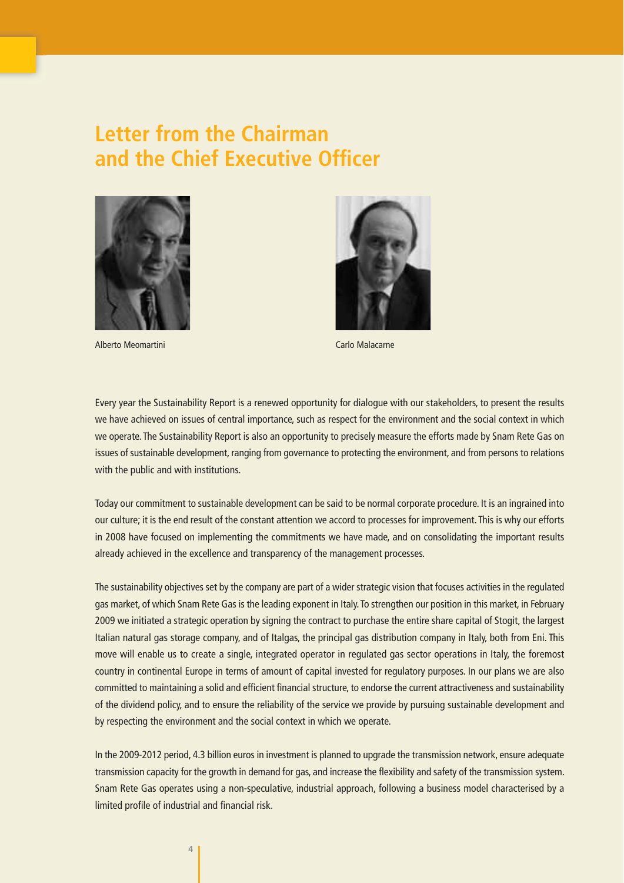# Letter from the Chairman and the Chief Executive Officer

Alberto Meomartini

Carlo Malacarne

Every year the Sustainability Report is a renewed opportunity for dialogue with our stakeholders, to present the results we have achieved on issues of central importance, such as respect for the environment and the social context in which we operate. The Sustainability Report is also an opportunity to precisely measure the efforts made by Snam Rete Gas on issues of sustainable development, ranging from governance to protecting the environment, and from persons to relations with the public and with institutions.

Today our commitment to sustainable development can be said to be normal corporate procedure. It is an ingrained into our culture; it is the end result of the constant attention we accord to processes for improvement. This is why our efforts in 2008 have focused on implementing the commitments we have made, and on consolidating the important results already achieved in the excellence and transparency of the management processes.

The sustainability objectives set by the company are part of a wider strategic vision that focuses activities in the regulated gas market, of which Snam Rete Gas is the leading exponent in Italy. To strengthen our position in this market, in February 2009 we initiated a strategic operation by signing the contract to purchase the entire share capital of Stogit, the largest Italian natural gas storage company, and of Italgas, the principal gas distribution company in Italy, both from Eni. This move will enable us to create a single, integrated operator in regulated gas sector operations in Italy, the foremost country in continental Europe in terms of amount of capital invested for regulatory purposes. In our plans we are also committed to maintaining a solid and efficient financial structure, to endorse the current attractiveness and sustainability of the dividend policy, and to ensure the reliability of the service we provide by pursuing sustainable development and by respecting the environment and the social context in which we operate.

In the 2009-2012 period, 4.3 billion euros in investment is planned to upgrade the transmission network, ensure adequate transmission capacity for the growth in demand for gas, and increase the flexibility and safety of the transmission system. Snam Rete Gas operates using a non-speculative, industrial approach, following a business model characterised by a limited profile of industrial and financial risk.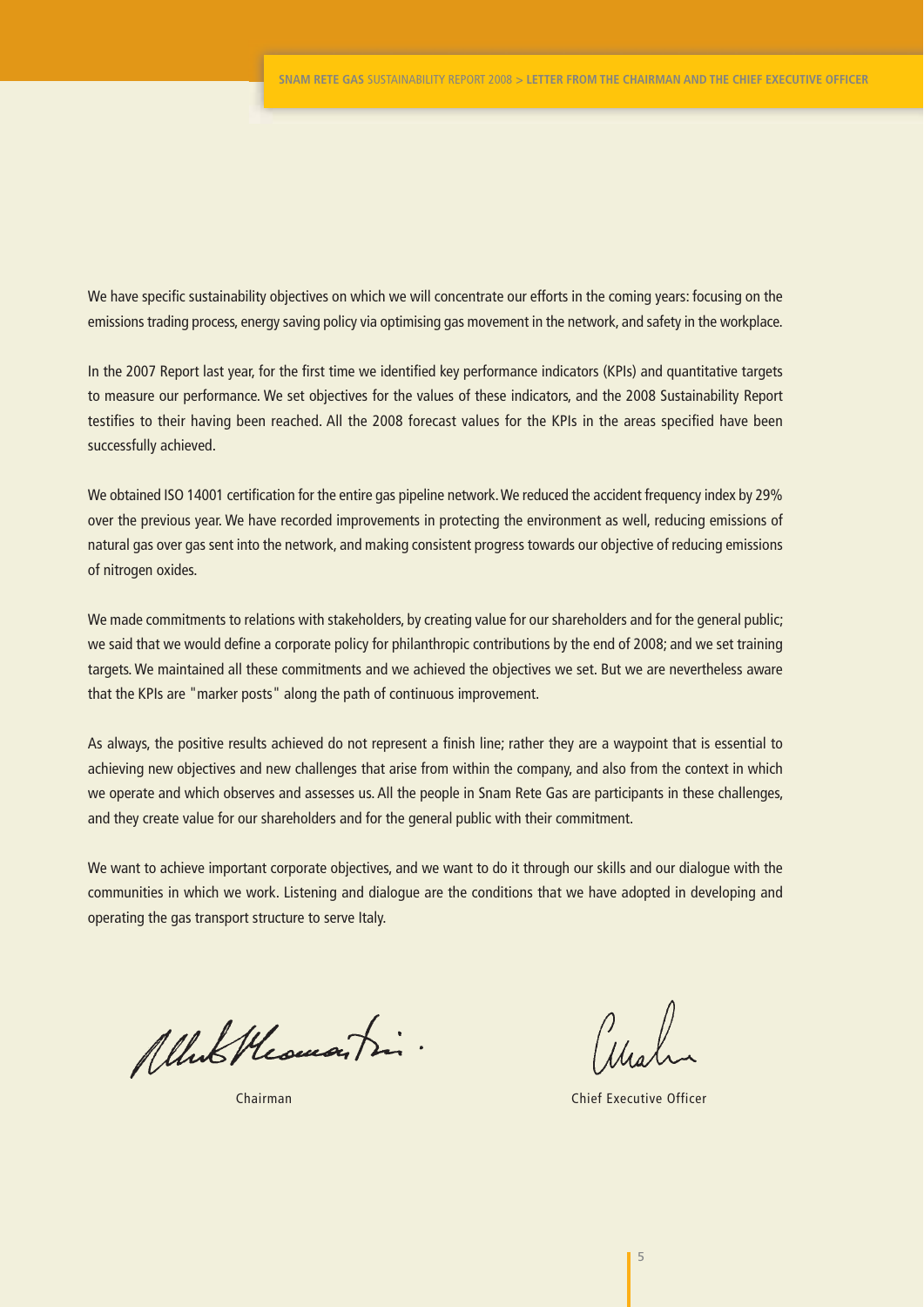We have specific sustainability objectives on which we will concentrate our efforts in the coming years: focusing on the emissions trading process, energy saving policy via optimising gas movement in the network, and safety in the workplace.

In the 2007 Report last year, for the first time we identified key performance indicators (KPIs) and quantitative targets to measure our performance. We set objectives for the values of these indicators, and the 2008 Sustainability Report testifies to their having been reached. All the 2008 forecast values for the KPIs in the areas specified have been successfully achieved.

We obtained ISO 14001 certification for the entire gas pipeline network. We reduced the accident frequency index by 29% over the previous year. We have recorded improvements in protecting the environment as well, reducing emissions of natural gas over gas sent into the network, and making consistent progress towards our objective of reducing emissions of nitrogen oxides.

We made commitments to relations with stakeholders, by creating value for our shareholders and for the general public; we said that we would define a corporate policy for philanthropic contributions by the end of 2008; and we set training targets. We maintained all these commitments and we achieved the objectives we set. But we are nevertheless aware that the KPIs are "marker posts" along the path of continuous improvement.

As always, the positive results achieved do not represent a finish line; rather they are a waypoint that is essential to achieving new objectives and new challenges that arise from within the company, and also from the context in which we operate and which observes and assesses us. All the people in Snam Rete Gas are participants in these challenges, and they create value for our shareholders and for the general public with their commitment.

We want to achieve important corporate objectives, and we want to do it through our skills and our dialogue with the communities in which we work. Listening and dialogue are the conditions that we have adopted in developing and operating the gas transport structure to serve Italy.

Chairman

Chief Executive Officer